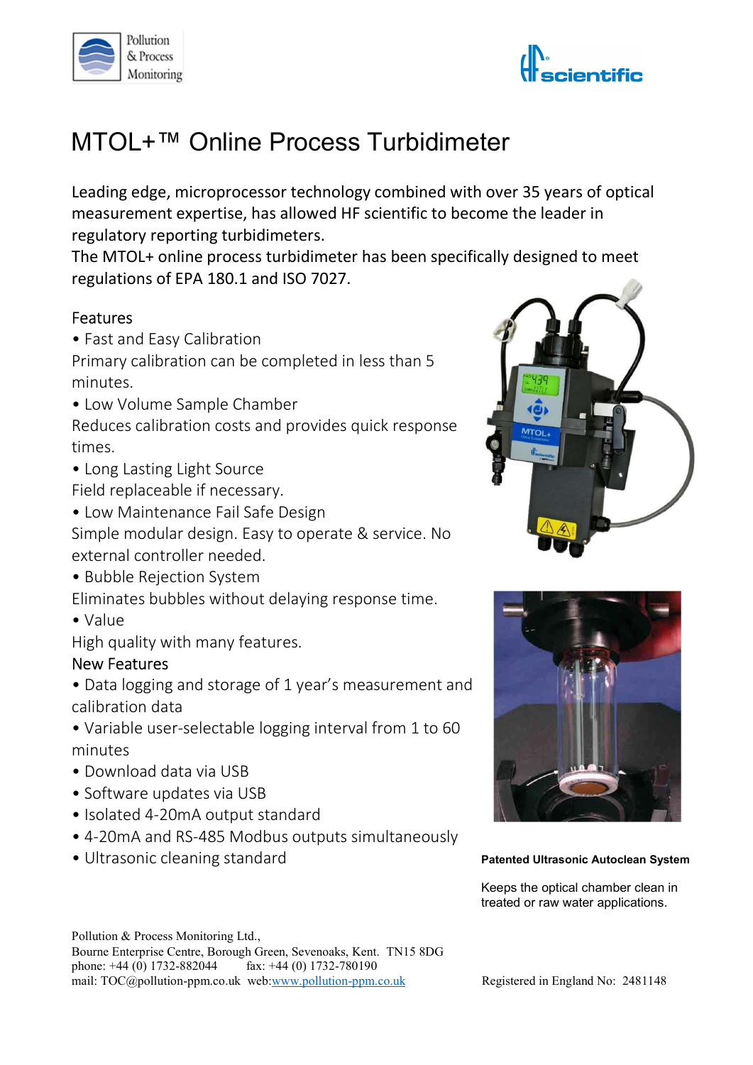Pollution & Process Monitoring

# MTOL+™ Online Process Turbidimeter

Leading edge, microprocessor technology combined with over 35 years of optical measurement expertise, has allowed HF scientific to become the leader in regulatory reporting turbidimeters.
The MTOL+ online process turbidimeter has been specifically designed to meet regulations of EPA 180.1 and ISO 7027.

## Features

• Fast and Easy Calibration
Primary calibration can be completed in less than 5 minutes.

• Low Volume Sample Chamber
Reduces calibration costs and provides quick response times.

• Long Lasting Light Source
Field replaceable if necessary.

• Low Maintenance Fail Safe Design
Simple modular design. Easy to operate & service. No external controller needed.

• Bubble Rejection System
Eliminates bubbles without delaying response time.

• Value
High quality with many features.

## New Features

• Data logging and storage of 1 year's measurement and calibration data
• Variable user-selectable logging interval from 1 to 60 minutes
• Download data via USB
• Software updates via USB
• Isolated 4-20mA output standard
• 4-20mA and RS-485 Modbus outputs simultaneously
• Ultrasonic cleaning standard

**Patented Ultrasonic Autoclean System**

Keeps the optical chamber clean in treated or raw water applications.

Pollution & Process Monitoring Ltd.,
Bourne Enterprise Centre, Borough Green, Sevenoaks, Kent. TN15 8DG
phone: +44 (0) 1732-882044 fax: +44 (0) 1732-780190
mail: TOC@pollution-ppm.co.uk web: www.pollution-ppm.co.uk

Registered in England No: 2481148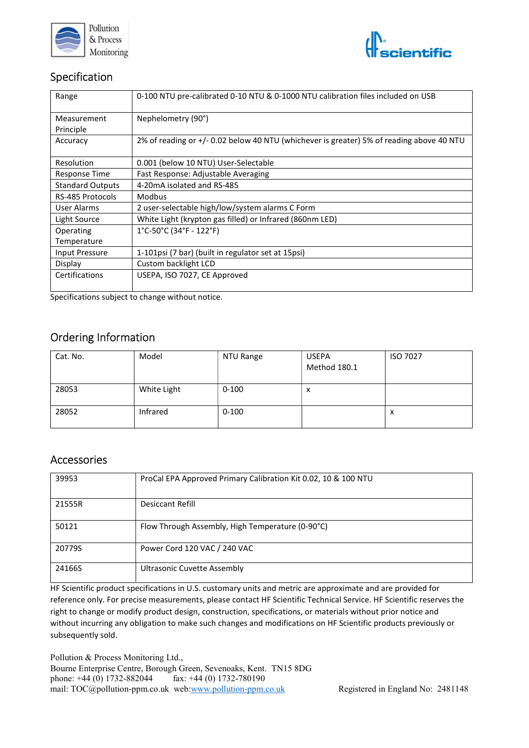## Specification

| | |
|---|---|
| Range | 0-100 NTU pre-calibrated 0-10 NTU & 0-1000 NTU calibration files included on USB |
| Measurement Principle | Nephelometry (90°) |
| Accuracy | 2% of reading or +/- 0.02 below 40 NTU (whichever is greater) 5% of reading above 40 NTU |
| Resolution | 0.001 (below 10 NTU) User-Selectable |
| Response Time | Fast Response: Adjustable Averaging |
| Standard Outputs | 4-20mA isolated and RS-485 |
| RS-485 Protocols | Modbus |
| User Alarms | 2 user-selectable high/low/system alarms C Form |
| Light Source | White Light (krypton gas filled) or Infrared (860nm LED) |
| Operating Temperature | 1°C-50°C (34°F - 122°F) |
| Input Pressure | 1-101psi (7 bar) (built in regulator set at 15psi) |
| Display | Custom backlight LCD |
| Certifications | USEPA, ISO 7027, CE Approved |

Specifications subject to change without notice.

## Ordering Information

| Cat. No. | Model | NTU Range | USEPA Method 180.1 | ISO 7027 |
|---|---|---|---|---|
| 28053 | White Light | 0-100 | x | |
| 28052 | Infrared | 0-100 | | x |

## Accessories

| | |
|---|---|
| 39953 | ProCal EPA Approved Primary Calibration Kit 0.02, 10 & 100 NTU |
| 21555R | Desiccant Refill |
| 50121 | Flow Through Assembly, High Temperature (0-90°C) |
| 20779S | Power Cord 120 VAC / 240 VAC |
| 24166S | Ultrasonic Cuvette Assembly |

HF Scientific product specifications in U.S. customary units and metric are approximate and are provided for reference only. For precise measurements, please contact HF Scientific Technical Service. HF Scientific reserves the right to change or modify product design, construction, specifications, or materials without prior notice and without incurring any obligation to make such changes and modifications on HF Scientific products previously or subsequently sold.

Pollution & Process Monitoring Ltd.,
Bourne Enterprise Centre, Borough Green, Sevenoaks, Kent. TN15 8DG
phone: +44 (0) 1732-882044 fax: +44 (0) 1732-780190
mail: TOC@pollution-ppm.co.uk web: www.pollution-ppm.co.uk Registered in England No: 2481148